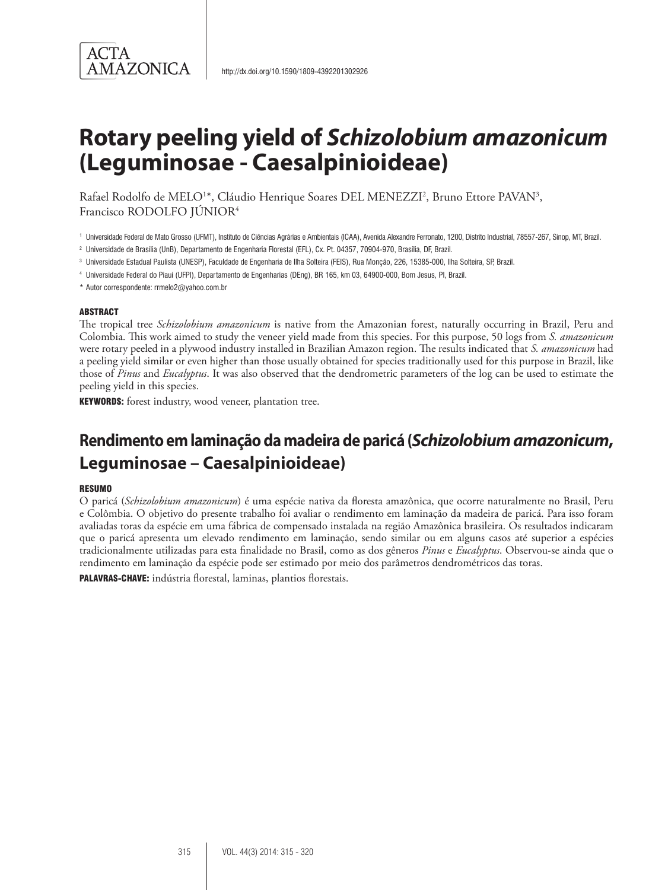# Rotary peeling yield of *Schizolobium amazonicum* (Leguminosae - Caesalpinioideae)

Rafael Rodolfo de MELO[1]*, Cláudio Henrique Soares DEL MENEZZI[2], Bruno Ettore PAVAN[3], Francisco RODOLFO JÚNIOR[4]

[1] Universidade Federal de Mato Grosso (UFMT), Instituto de Ciências Agrárias e Ambientais (ICAA), Avenida Alexandre Ferronato, 1200, Distrito Industrial, 78557-267, Sinop, MT, Brazil.

[2] Universidade de Brasília (UnB), Departamento de Engenharia Florestal (EFL), Cx. Pt. 04357, 70904-970, Brasília, DF, Brazil.

[3] Universidade Estadual Paulista (UNESP), Faculdade de Engenharia de Ilha Solteira (FEIS), Rua Monção, 226, 15385-000, Ilha Solteira, SP, Brazil.

[4] Universidade Federal do Piauí (UFPI), Departamento de Engenharias (DEng), BR 165, km 03, 64900-000, Bom Jesus, PI, Brazil.

* Autor correspondente: rrmelo2@yahoo.com.br

## ABSTRACT

The tropical tree *Schizolobium amazonicum* is native from the Amazonian forest, naturally occurring in Brazil, Peru and Colombia. This work aimed to study the veneer yield made from this species. For this purpose, 50 logs from *S. amazonicum* were rotary peeled in a plywood industry installed in Brazilian Amazon region. The results indicated that *S. amazonicum* had a peeling yield similar or even higher than those usually obtained for species traditionally used for this purpose in Brazil, like those of *Pinus* and *Eucalyptus*. It was also observed that the dendrometric parameters of the log can be used to estimate the peeling yield in this species.

**KEYWORDS:** forest industry, wood veneer, plantation tree.

# Rendimento em laminação da madeira de paricá (*Schizolobium amazonicum*, Leguminosae – Caesalpinioideae)

## RESUMO

O paricá (*Schizolobium amazonicum*) é uma espécie nativa da floresta amazônica, que ocorre naturalmente no Brasil, Peru e Colômbia. O objetivo do presente trabalho foi avaliar o rendimento em laminação da madeira de paricá. Para isso foram avaliadas toras da espécie em uma fábrica de compensado instalada na região Amazônica brasileira. Os resultados indicaram que o paricá apresenta um elevado rendimento em laminação, sendo similar ou em alguns casos até superior a espécies tradicionalmente utilizadas para esta finalidade no Brasil, como as dos gêneros *Pinus* e *Eucalyptus*. Observou-se ainda que o rendimento em laminação da espécie pode ser estimado por meio dos parâmetros dendrométricos das toras.

**PALAVRAS-CHAVE:** indústria florestal, laminas, plantios florestais.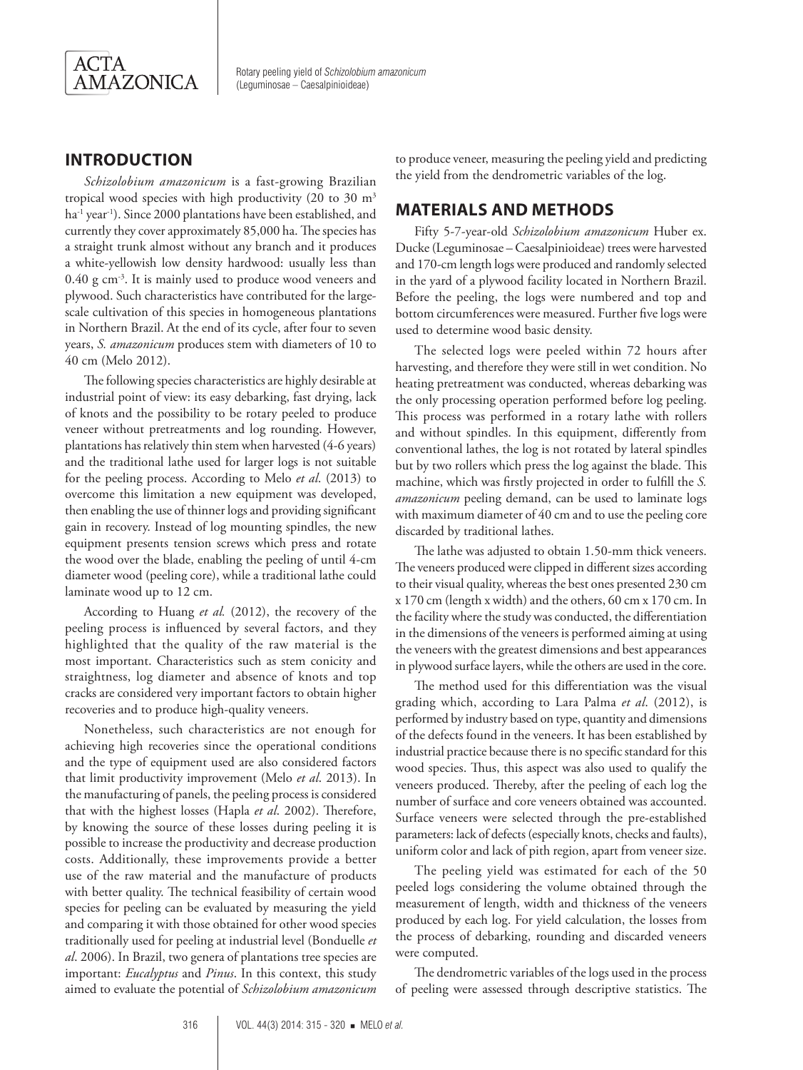## INTRODUCTION

*Schizolobium amazonicum* is a fast-growing Brazilian tropical wood species with high productivity (20 to 30 $m^3$ $ha^{-1}$ $year^{-1}$). Since 2000 plantations have been established, and currently they cover approximately 85,000 ha. The species has a straight trunk almost without any branch and it produces a white-yellowish low density hardwood: usually less than 0.40 g $cm^{-3}$. It is mainly used to produce wood veneers and plywood. Such characteristics have contributed for the large-scale cultivation of this species in homogeneous plantations in Northern Brazil. At the end of its cycle, after four to seven years, *S. amazonicum* produces stem with diameters of 10 to 40 cm (Melo 2012).

The following species characteristics are highly desirable at industrial point of view: its easy debarking, fast drying, lack of knots and the possibility to be rotary peeled to produce veneer without pretreatments and log rounding. However, plantations has relatively thin stem when harvested (4-6 years) and the traditional lathe used for larger logs is not suitable for the peeling process. According to Melo *et al*. (2013) to overcome this limitation a new equipment was developed, then enabling the use of thinner logs and providing significant gain in recovery. Instead of log mounting spindles, the new equipment presents tension screws which press and rotate the wood over the blade, enabling the peeling of until 4-cm diameter wood (peeling core), while a traditional lathe could laminate wood up to 12 cm.

According to Huang *et al.* (2012), the recovery of the peeling process is influenced by several factors, and they highlighted that the quality of the raw material is the most important. Characteristics such as stem conicity and straightness, log diameter and absence of knots and top cracks are considered very important factors to obtain higher recoveries and to produce high-quality veneers.

Nonetheless, such characteristics are not enough for achieving high recoveries since the operational conditions and the type of equipment used are also considered factors that limit productivity improvement (Melo *et al*. 2013). In the manufacturing of panels, the peeling process is considered that with the highest losses (Hapla *et al*. 2002). Therefore, by knowing the source of these losses during peeling it is possible to increase the productivity and decrease production costs. Additionally, these improvements provide a better use of the raw material and the manufacture of products with better quality. The technical feasibility of certain wood species for peeling can be evaluated by measuring the yield and comparing it with those obtained for other wood species traditionally used for peeling at industrial level (Bonduelle *et al*. 2006). In Brazil, two genera of plantations tree species are important: *Eucalyptus* and *Pinus*. In this context, this study aimed to evaluate the potential of *Schizolobium amazonicum* to produce veneer, measuring the peeling yield and predicting the yield from the dendrometric variables of the log.

## MATERIALS AND METHODS

Fifty 5-7-year-old *Schizolobium amazonicum* Huber ex. Ducke (Leguminosae – Caesalpinioideae) trees were harvested and 170-cm length logs were produced and randomly selected in the yard of a plywood facility located in Northern Brazil. Before the peeling, the logs were numbered and top and bottom circumferences were measured. Further five logs were used to determine wood basic density.

The selected logs were peeled within 72 hours after harvesting, and therefore they were still in wet condition. No heating pretreatment was conducted, whereas debarking was the only processing operation performed before log peeling. This process was performed in a rotary lathe with rollers and without spindles. In this equipment, differently from conventional lathes, the log is not rotated by lateral spindles but by two rollers which press the log against the blade. This machine, which was firstly projected in order to fulfill the *S. amazonicum* peeling demand, can be used to laminate logs with maximum diameter of 40 cm and to use the peeling core discarded by traditional lathes.

The lathe was adjusted to obtain 1.50-mm thick veneers. The veneers produced were clipped in different sizes according to their visual quality, whereas the best ones presented 230 cm x 170 cm (length x width) and the others, 60 cm x 170 cm. In the facility where the study was conducted, the differentiation in the dimensions of the veneers is performed aiming at using the veneers with the greatest dimensions and best appearances in plywood surface layers, while the others are used in the core.

The method used for this differentiation was the visual grading which, according to Lara Palma *et al*. (2012), is performed by industry based on type, quantity and dimensions of the defects found in the veneers. It has been established by industrial practice because there is no specific standard for this wood species. Thus, this aspect was also used to qualify the veneers produced. Thereby, after the peeling of each log the number of surface and core veneers obtained was accounted. Surface veneers were selected through the pre-established parameters: lack of defects (especially knots, checks and faults), uniform color and lack of pith region, apart from veneer size.

The peeling yield was estimated for each of the 50 peeled logs considering the volume obtained through the measurement of length, width and thickness of the veneers produced by each log. For yield calculation, the losses from the process of debarking, rounding and discarded veneers were computed.

The dendrometric variables of the logs used in the process of peeling were assessed through descriptive statistics. The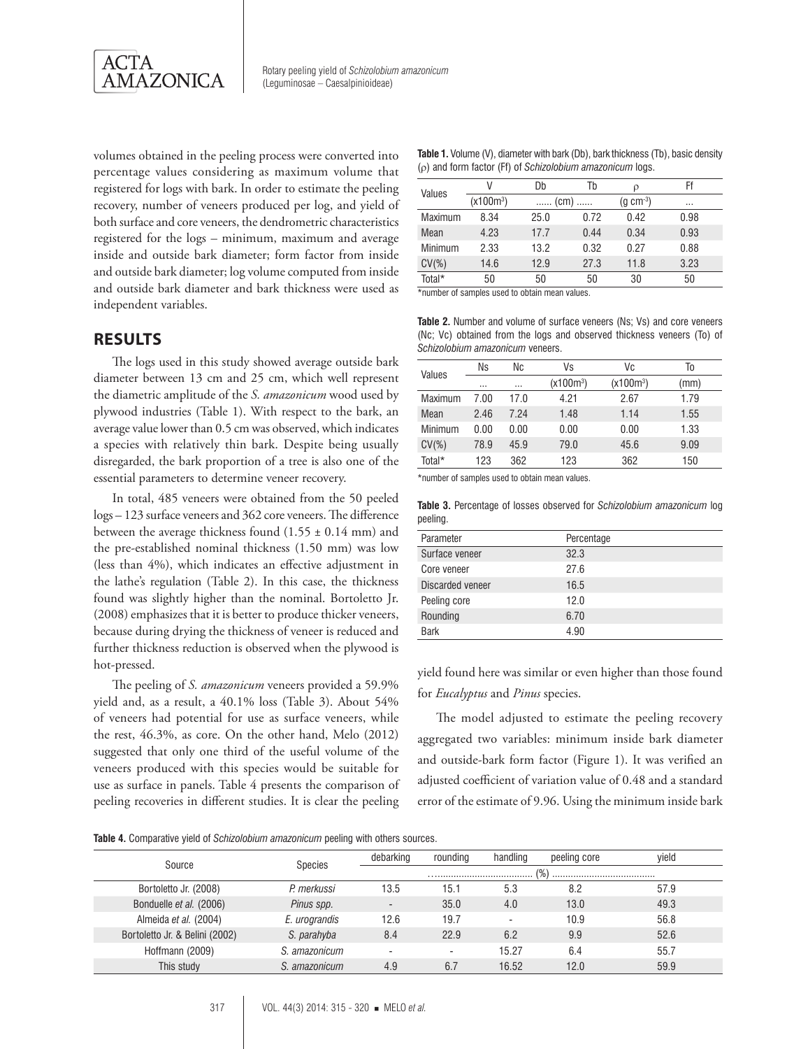volumes obtained in the peeling process were converted into percentage values considering as maximum volume that registered for logs with bark. In order to estimate the peeling recovery, number of veneers produced per log, and yield of both surface and core veneers, the dendrometric characteristics registered for the logs – minimum, maximum and average inside and outside bark diameter; form factor from inside and outside bark diameter; log volume computed from inside and outside bark diameter and bark thickness were used as independent variables.

## RESULTS

The logs used in this study showed average outside bark diameter between 13 cm and 25 cm, which well represent the diametric amplitude of the *S. amazonicum* wood used by plywood industries (Table 1). With respect to the bark, an average value lower than 0.5 cm was observed, which indicates a species with relatively thin bark. Despite being usually disregarded, the bark proportion of a tree is also one of the essential parameters to determine veneer recovery.

In total, 485 veneers were obtained from the 50 peeled logs – 123 surface veneers and 362 core veneers. The difference between the average thickness found (1.55 ± 0.14 mm) and the pre-established nominal thickness (1.50 mm) was low (less than 4%), which indicates an effective adjustment in the lathe's regulation (Table 2). In this case, the thickness found was slightly higher than the nominal. Bortoletto Jr. (2008) emphasizes that it is better to produce thicker veneers, because during drying the thickness of veneer is reduced and further thickness reduction is observed when the plywood is hot-pressed.

The peeling of *S. amazonicum* veneers provided a 59.9% yield and, as a result, a 40.1% loss (Table 3). About 54% of veneers had potential for use as surface veneers, while the rest, 46.3%, as core. On the other hand, Melo (2012) suggested that only one third of the useful volume of the veneers produced with this species would be suitable for use as surface in panels. Table 4 presents the comparison of peeling recoveries in different studies. It is clear the peeling yield found here was similar or even higher than those found for *Eucalyptus* and *Pinus* species.

**Table 1.** Volume (V), diameter with bark (Db), bark thickness (Tb), basic density (ρ) and form factor (Ff) of *Schizolobium amazonicum* logs.

| Values | V | Db | Tb | ρ | Ff |
|---|---|---|---|---|---|
| | ($x100m^3$) | ...... (cm) ...... | | ($g\ cm^{-3}$) | ... |
| Maximum | 8.34 | 25.0 | 0.72 | 0.42 | 0.98 |
| Mean | 4.23 | 17.7 | 0.44 | 0.34 | 0.93 |
| Minimum | 2.33 | 13.2 | 0.32 | 0.27 | 0.88 |
| CV(%) | 14.6 | 12.9 | 27.3 | 11.8 | 3.23 |
| Total* | 50 | 50 | 50 | 30 | 50 |

*number of samples used to obtain mean values.

**Table 2.** Number and volume of surface veneers (Ns; Vs) and core veneers (Nc; Vc) obtained from the logs and observed thickness veneers (To) of *Schizolobium amazonicum* veneers.

| Values | Ns | Nc | Vs | Vc | To |
|---|---|---|---|---|---|
| | ... | ... | ($x100m^3$) | ($x100m^3$) | (mm) |
| Maximum | 7.00 | 17.0 | 4.21 | 2.67 | 1.79 |
| Mean | 2.46 | 7.24 | 1.48 | 1.14 | 1.55 |
| Minimum | 0.00 | 0.00 | 0.00 | 0.00 | 1.33 |
| CV(%) | 78.9 | 45.9 | 79.0 | 45.6 | 9.09 |
| Total* | 123 | 362 | 123 | 362 | 150 |

*number of samples used to obtain mean values.

**Table 3.** Percentage of losses observed for *Schizolobium amazonicum* log peeling.

| Parameter | Percentage |
|---|---|
| Surface veneer | 32.3 |
| Core veneer | 27.6 |
| Discarded veneer | 16.5 |
| Peeling core | 12.0 |
| Rounding | 6.70 |
| Bark | 4.90 |

The model adjusted to estimate the peeling recovery aggregated two variables: minimum inside bark diameter and outside-bark form factor (Figure 1). It was verified an adjusted coefficient of variation value of 0.48 and a standard error of the estimate of 9.96. Using the minimum inside bark

**Table 4.** Comparative yield of *Schizolobium amazonicum* peeling with others sources.

| Source | Species | debarking | rounding | handling | peeling core | yield |
|---|---|---|---|---|---|---|
| | | ....................................... (%) ....................................... | | | | |
| Bortoletto Jr. (2008) | *P. merkussi* | 13.5 | 15.1 | 5.3 | 8.2 | 57.9 |
| Bonduelle *et al.* (2006) | *Pinus spp.* | - | 35.0 | 4.0 | 13.0 | 49.3 |
| Almeida *et al.* (2004) | *E. urograndis* | 12.6 | 19.7 | - | 10.9 | 56.8 |
| Bortoletto Jr. & Belini (2002) | *S. parahyba* | 8.4 | 22.9 | 6.2 | 9.9 | 52.6 |
| Hoffmann (2009) | *S. amazonicum* | - | - | 15.27 | 6.4 | 55.7 |
| This study | *S. amazonicum* | 4.9 | 6.7 | 16.52 | 12.0 | 59.9 |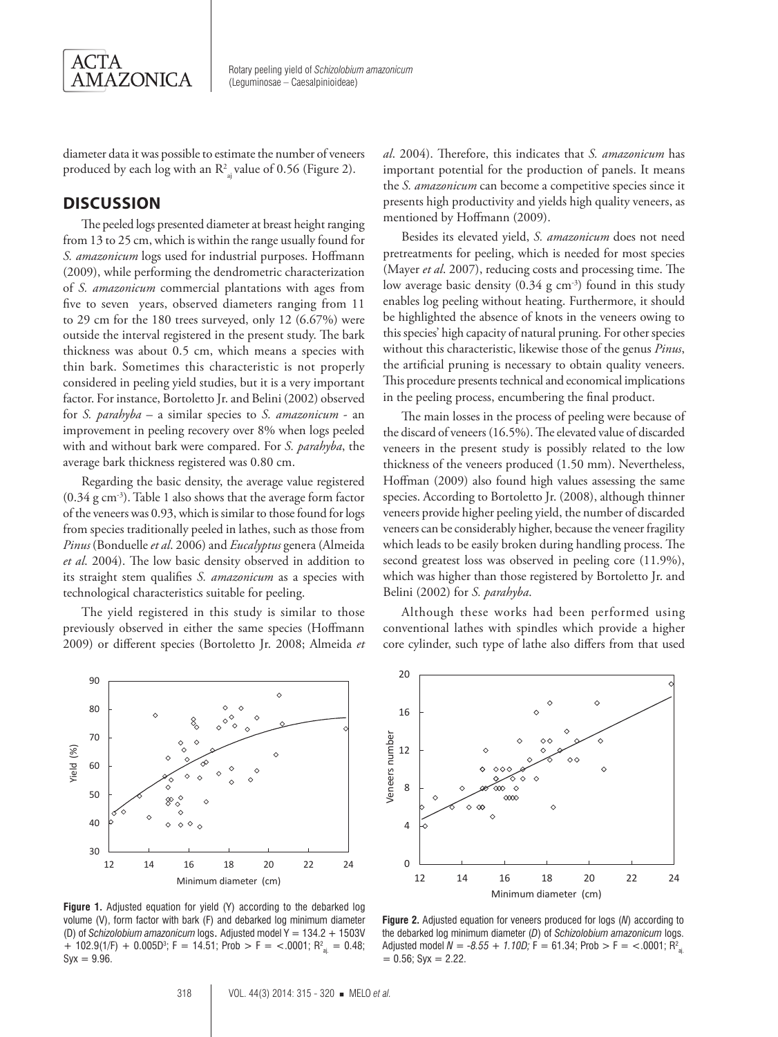diameter data it was possible to estimate the number of veneers produced by each log with an $R^2_{aj}$ value of 0.56 (Figure 2).

## DISCUSSION

The peeled logs presented diameter at breast height ranging from 13 to 25 cm, which is within the range usually found for *S. amazonicum* logs used for industrial purposes. Hoffmann (2009), while performing the dendrometric characterization of *S. amazonicum* commercial plantations with ages from five to seven years, observed diameters ranging from 11 to 29 cm for the 180 trees surveyed, only 12 (6.67%) were outside the interval registered in the present study. The bark thickness was about 0.5 cm, which means a species with thin bark. Sometimes this characteristic is not properly considered in peeling yield studies, but it is a very important factor. For instance, Bortoletto Jr. and Belini (2002) observed for *S. parahyba* – a similar species to *S. amazonicum* - an improvement in peeling recovery over 8% when logs peeled with and without bark were compared. For *S. parahyba*, the average bark thickness registered was 0.80 cm.

Regarding the basic density, the average value registered (0.34 g cm$^{-3}$). Table 1 also shows that the average form factor of the veneers was 0.93, which is similar to those found for logs from species traditionally peeled in lathes, such as those from *Pinus* (Bonduelle *et al*. 2006) and *Eucalyptus* genera (Almeida *et al*. 2004). The low basic density observed in addition to its straight stem qualifies *S. amazonicum* as a species with technological characteristics suitable for peeling.

The yield registered in this study is similar to those previously observed in either the same species (Hoffmann 2009) or different species (Bortoletto Jr. 2008; Almeida *et al*. 2004). Therefore, this indicates that *S. amazonicum* has important potential for the production of panels. It means the *S. amazonicum* can become a competitive species since it presents high productivity and yields high quality veneers, as mentioned by Hoffmann (2009).

Besides its elevated yield, *S. amazonicum* does not need pretreatments for peeling, which is needed for most species (Mayer *et al*. 2007), reducing costs and processing time. The low average basic density (0.34 g cm$^{-3}$) found in this study enables log peeling without heating. Furthermore, it should be highlighted the absence of knots in the veneers owing to this species' high capacity of natural pruning. For other species without this characteristic, likewise those of the genus *Pinus*, the artificial pruning is necessary to obtain quality veneers. This procedure presents technical and economical implications in the peeling process, encumbering the final product.

The main losses in the process of peeling were because of the discard of veneers (16.5%). The elevated value of discarded veneers in the present study is possibly related to the low thickness of the veneers produced (1.50 mm). Nevertheless, Hoffman (2009) also found high values assessing the same species. According to Bortoletto Jr. (2008), although thinner veneers provide higher peeling yield, the number of discarded veneers can be considerably higher, because the veneer fragility which leads to be easily broken during handling process. The second greatest loss was observed in peeling core (11.9%), which was higher than those registered by Bortoletto Jr. and Belini (2002) for *S. parahyba*.

Although these works had been performed using conventional lathes with spindles which provide a higher core cylinder, such type of lathe also differs from that used

**Figure 1.** Adjusted equation for yield (Y) according to the debarked log volume (V), form factor with bark (F) and debarked log minimum diameter (D) of *Schizolobium amazonicum* logs. Adjusted model $Y = 134.2 + 1503V + 102.9(1/F) + 0.005D^3$; F = 14.51; Prob > F = <.0001; $R^2_{aj.}$ = 0.48; Syx = 9.96.

**Figure 2.** Adjusted equation for veneers produced for logs (*N*) according to the debarked log minimum diameter (*D*) of *Schizolobium amazonicum* logs. Adjusted model $N = -8.55 + 1.10D$; F = 61.34; Prob > F = <.0001; $R^2_{aj.}$ = 0.56; Syx = 2.22.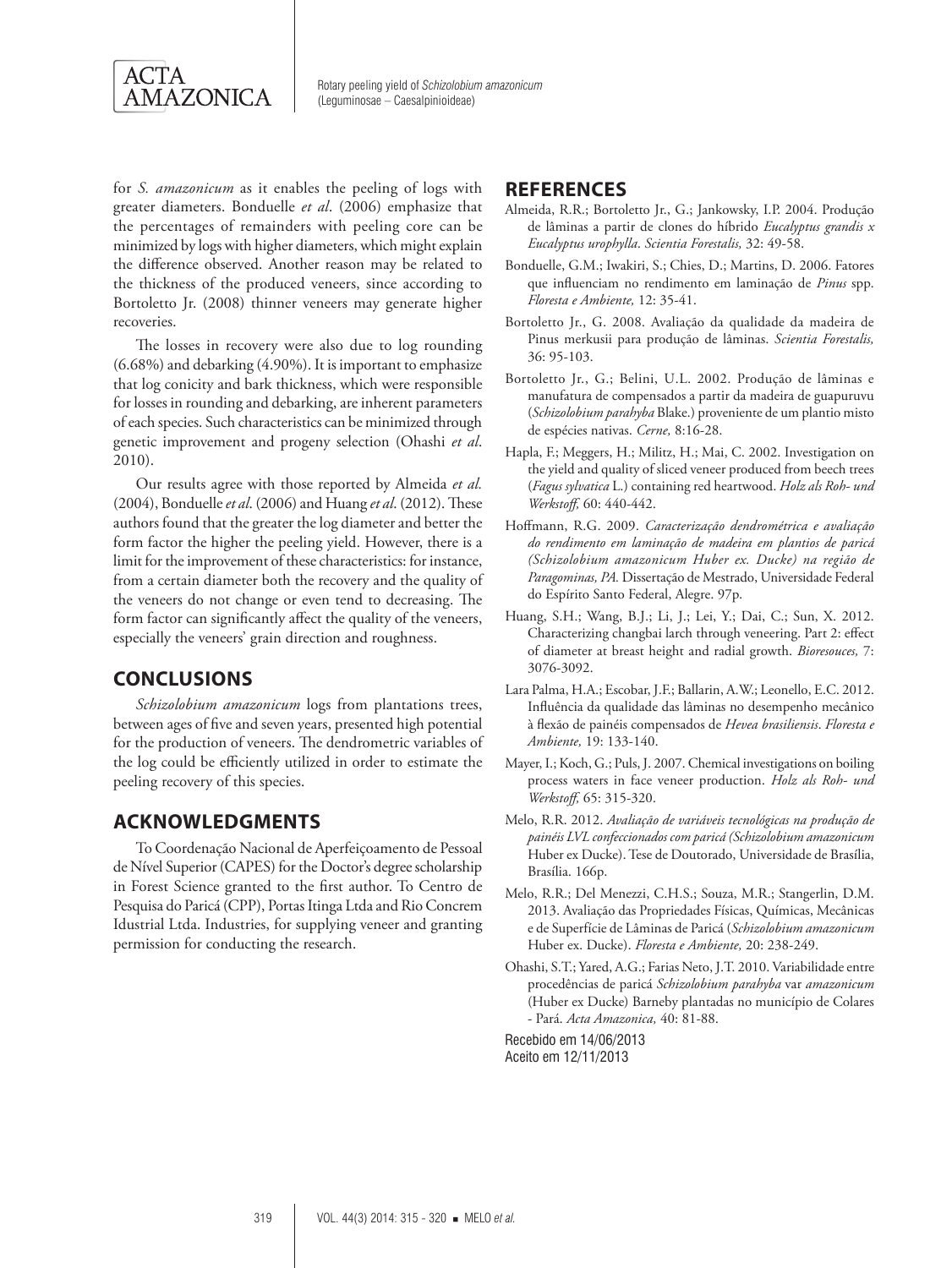for *S. amazonicum* as it enables the peeling of logs with greater diameters. Bonduelle *et al*. (2006) emphasize that the percentages of remainders with peeling core can be minimized by logs with higher diameters, which might explain the difference observed. Another reason may be related to the thickness of the produced veneers, since according to Bortoletto Jr. (2008) thinner veneers may generate higher recoveries.

The losses in recovery were also due to log rounding (6.68%) and debarking (4.90%). It is important to emphasize that log conicity and bark thickness, which were responsible for losses in rounding and debarking, are inherent parameters of each species. Such characteristics can be minimized through genetic improvement and progeny selection (Ohashi *et al*. 2010).

Our results agree with those reported by Almeida *et al.* (2004), Bonduelle *et al*. (2006) and Huang *et al*. (2012). These authors found that the greater the log diameter and better the form factor the higher the peeling yield. However, there is a limit for the improvement of these characteristics: for instance, from a certain diameter both the recovery and the quality of the veneers do not change or even tend to decreasing. The form factor can significantly affect the quality of the veneers, especially the veneers' grain direction and roughness.

## CONCLUSIONS

*Schizolobium amazonicum* logs from plantations trees, between ages of five and seven years, presented high potential for the production of veneers. The dendrometric variables of the log could be efficiently utilized in order to estimate the peeling recovery of this species.

## ACKNOWLEDGMENTS

To Coordenação Nacional de Aperfeiçoamento de Pessoal de Nível Superior (CAPES) for the Doctor's degree scholarship in Forest Science granted to the first author. To Centro de Pesquisa do Paricá (CPP), Portas Itinga Ltda and Rio Concrem Idustrial Ltda. Industries, for supplying veneer and granting permission for conducting the research.

## REFERENCES

Almeida, R.R.; Bortoletto Jr., G.; Jankowsky, I.P. 2004. Produção de lâminas a partir de clones do híbrido *Eucalyptus grandis x Eucalyptus urophylla*. *Scientia Forestalis,* 32: 49-58.

Bonduelle, G.M.; Iwakiri, S.; Chies, D.; Martins, D. 2006. Fatores que influenciam no rendimento em laminação de *Pinus* spp. *Floresta e Ambiente,* 12: 35-41.

Bortoletto Jr., G. 2008. Avaliação da qualidade da madeira de Pinus merkusii para produção de lâminas. *Scientia Forestalis,* 36: 95-103.

Bortoletto Jr., G.; Belini, U.L. 2002. Produção de lâminas e manufatura de compensados a partir da madeira de guapuruvu (*Schizolobium parahyba* Blake.) proveniente de um plantio misto de espécies nativas. *Cerne,* 8:16-28.

Hapla, F.; Meggers, H.; Militz, H.; Mai, C. 2002. Investigation on the yield and quality of sliced veneer produced from beech trees (*Fagus sylvatica* L.) containing red heartwood. *Holz als Roh- und Werkstoff,* 60: 440-442.

Hoffmann, R.G. 2009. *Caracterização dendrométrica e avaliação do rendimento em laminação de madeira em plantios de paricá (Schizolobium amazonicum Huber ex. Ducke) na região de Paragominas, PA.* Dissertação de Mestrado, Universidade Federal do Espírito Santo Federal, Alegre. 97p.

Huang, S.H.; Wang, B.J.; Li, J.; Lei, Y.; Dai, C.; Sun, X. 2012. Characterizing changbai larch through veneering. Part 2: effect of diameter at breast height and radial growth. *Bioresouces,* 7: 3076-3092.

Lara Palma, H.A.; Escobar, J.F.; Ballarin, A.W.; Leonello, E.C. 2012. Influência da qualidade das lâminas no desempenho mecânico à flexão de painéis compensados de *Hevea brasiliensis*. *Floresta e Ambiente,* 19: 133-140.

Mayer, I.; Koch, G.; Puls, J. 2007. Chemical investigations on boiling process waters in face veneer production. *Holz als Roh- und Werkstoff,* 65: 315-320.

Melo, R.R. 2012. *Avaliação de variáveis tecnológicas na produção de painéis LVL confeccionados com paricá (Schizolobium amazonicum* Huber ex Ducke). Tese de Doutorado, Universidade de Brasília, Brasília. 166p.

Melo, R.R.; Del Menezzi, C.H.S.; Souza, M.R.; Stangerlin, D.M. 2013. Avaliação das Propriedades Físicas, Químicas, Mecânicas e de Superfície de Lâminas de Paricá (*Schizolobium amazonicum* Huber ex. Ducke). *Floresta e Ambiente,* 20: 238-249.

Ohashi, S.T.; Yared, A.G.; Farias Neto, J.T. 2010. Variabilidade entre procedências de paricá *Schizolobium parahyba* var *amazonicum* (Huber ex Ducke) Barneby plantadas no município de Colares - Pará. *Acta Amazonica,* 40: 81-88.

Recebido em 14/06/2013
Aceito em 12/11/2013